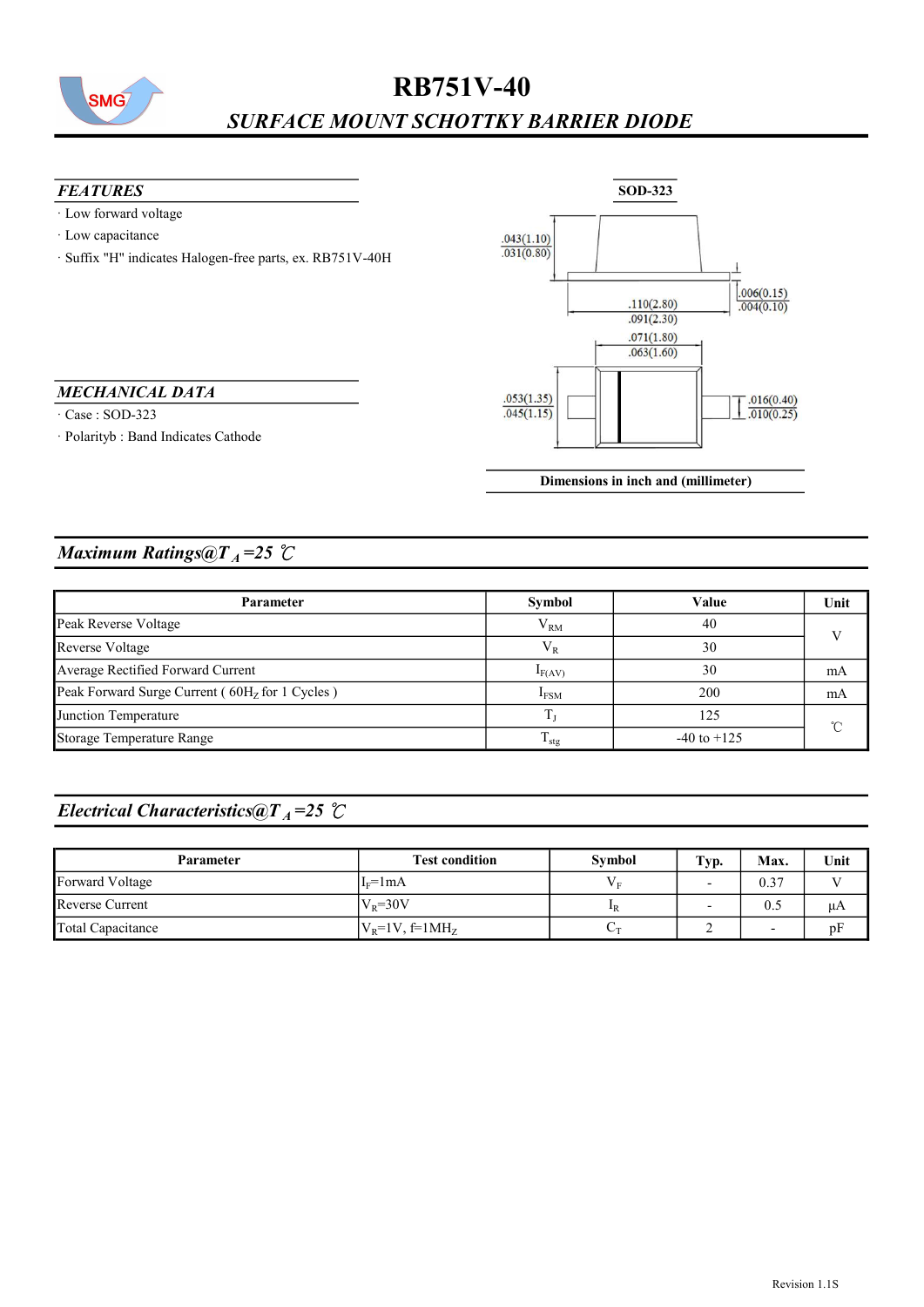# RB751V-40

## *SURFACE MOUNT SCHOTTKY BARRIER DIODE*

### *FEATURES*

- Low forward voltage
- Low capacitance
- Suffix "H" indicates Halogen-free parts, ex. RB751V-40H

### *MECHANICAL DATA*

- Case : SOD-323
- Polarityb : Band Indicates Cathode

**SOD-323**

.043(1.10)
.031(0.80)

.006(0.15)
.004(0.10)

.110(2.80)
.091(2.30)

.071(1.80)
.063(1.60)

.053(1.35)
.045(1.15)

.016(0.40)
.010(0.25)

**Dimensions in inch and (millimeter)**

## *Maximum Ratings@T$_A$=25 ℃*

| Parameter | Symbol | Value | Unit |
|---|---|---|---|
| Peak Reverse Voltage | $V_{RM}$ | 40 | V |
| Reverse Voltage | $V_R$ | 30 | |
| Average Rectified Forward Current | $I_{F(AV)}$ | 30 | mA |
| Peak Forward Surge Current ( 60$H_Z$ for 1 Cycles ) | $I_{FSM}$ | 200 | mA |
| Junction Temperature | $T_J$ | 125 | ℃ |
| Storage Temperature Range | $T_{stg}$ | -40 to +125 | |

## *Electrical Characteristics@T$_A$=25 ℃*

| Parameter | Test condition | Symbol | Typ. | Max. | Unit |
|---|---|---|---|---|---|
| Forward Voltage | $I_F$=1mA | $V_F$ | - | 0.37 | V |
| Reverse Current | $V_R$=30V | $I_R$ | - | 0.5 | μA |
| Total Capacitance | $V_R$=1V, f=1M$H_Z$ | $C_T$ | 2 | - | pF |

Revision 1.1S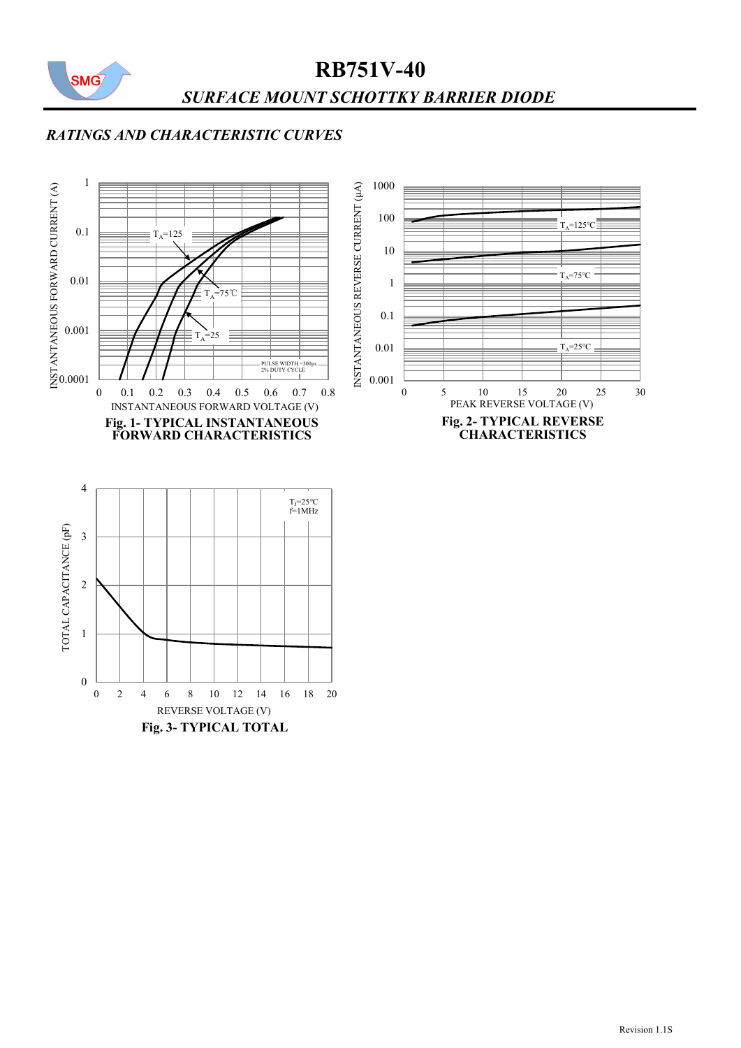# RB751V-40

## *SURFACE MOUNT SCHOTTKY BARRIER DIODE*

### *RATINGS AND CHARACTERISTIC CURVES*

INSTANTANEOUS FORWARD CURRENT (A)

1, 0.1, 0.01, 0.001, 0.0001

$T_A$=125, $T_A$=75℃, $T_A$=25

PULSE WIDTH =300μs
2% DUTY CYCLE

0, 0.1, 0.2, 0.3, 0.4, 0.5, 0.6, 0.7, 0.8

INSTANTANEOUS FORWARD VOLTAGE (V)

**Fig. 1- TYPICAL INSTANTANEOUS FORWARD CHARACTERISTICS**

INSTANTANEOUS REVERSE CURRENT (μA)

1000, 100, 10, 1, 0.1, 0.01, 0.001

$T_A$=125°C, $T_A$=75°C, $T_A$=25°C

0, 5, 10, 15, 20, 25, 30

PEAK REVERSE VOLTAGE (V)

**Fig. 2- TYPICAL REVERSE CHARACTERISTICS**

TOTAL CAPACITANCE (pF)

4, 3, 2, 1, 0

$T_J$=25°C
f=1MHz

0, 2, 4, 6, 8, 10, 12, 14, 16, 18, 20

REVERSE VOLTAGE (V)

**Fig. 3- TYPICAL TOTAL**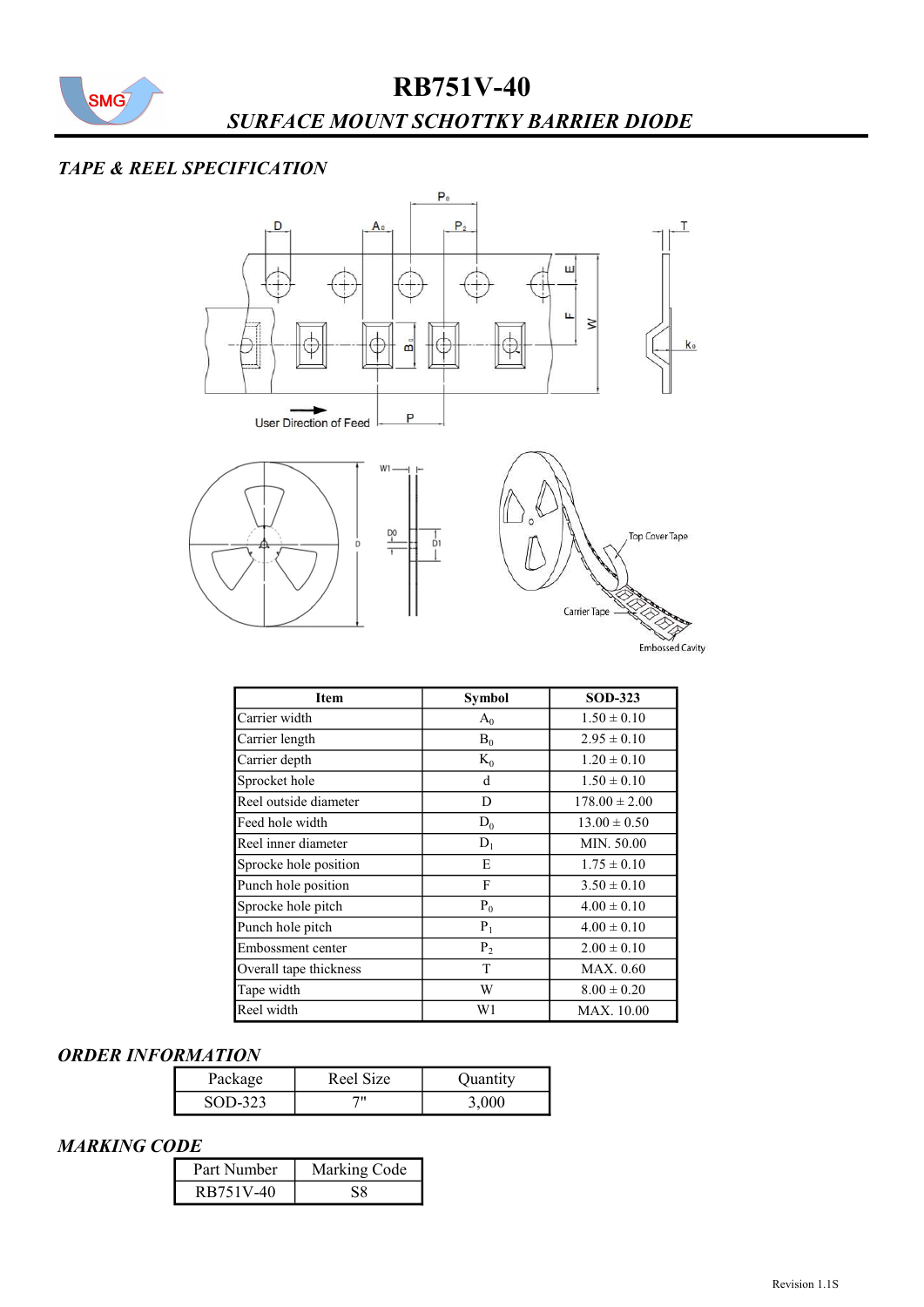# RB751V-40

## SURFACE MOUNT SCHOTTKY BARRIER DIODE

### TAPE & REEL SPECIFICATION

| Item | Symbol | SOD-323 |
|---|---|---|
| Carrier width | $A_0$ | 1.50 ± 0.10 |
| Carrier length | $B_0$ | 2.95 ± 0.10 |
| Carrier depth | $K_0$ | 1.20 ± 0.10 |
| Sprocket hole | d | 1.50 ± 0.10 |
| Reel outside diameter | D | 178.00 ± 2.00 |
| Feed hole width | $D_0$ | 13.00 ± 0.50 |
| Reel inner diameter | $D_1$ | MIN. 50.00 |
| Sprocke hole position | E | 1.75 ± 0.10 |
| Punch hole position | F | 3.50 ± 0.10 |
| Sprocke hole pitch | $P_0$ | 4.00 ± 0.10 |
| Punch hole pitch | $P_1$ | 4.00 ± 0.10 |
| Embossment center | $P_2$ | 2.00 ± 0.10 |
| Overall tape thickness | T | MAX. 0.60 |
| Tape width | W | 8.00 ± 0.20 |
| Reel width | W1 | MAX. 10.00 |

### ORDER INFORMATION

| Package | Reel Size | Quantity |
|---|---|---|
| SOD-323 | 7" | 3,000 |

### MARKING CODE

| Part Number | Marking Code |
|---|---|
| RB751V-40 | S8 |

Revision 1.1S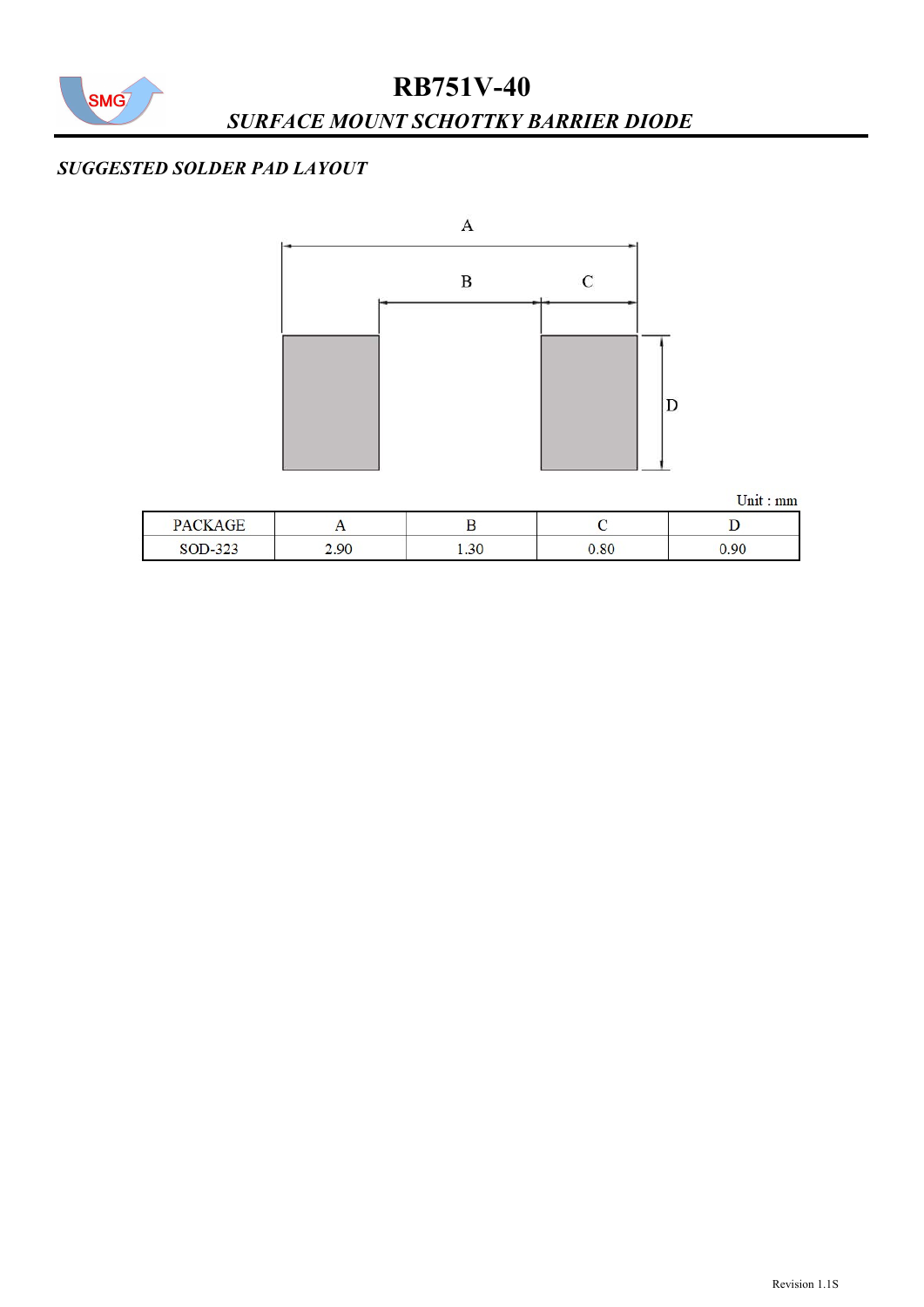## SUGGESTED SOLDER PAD LAYOUT

A

B

C

D

Unit : mm

| PACKAGE | A | B | C | D |
|---|---|---|---|---|
| SOD-323 | 2.90 | 1.30 | 0.80 | 0.90 |

Revision 1.1S